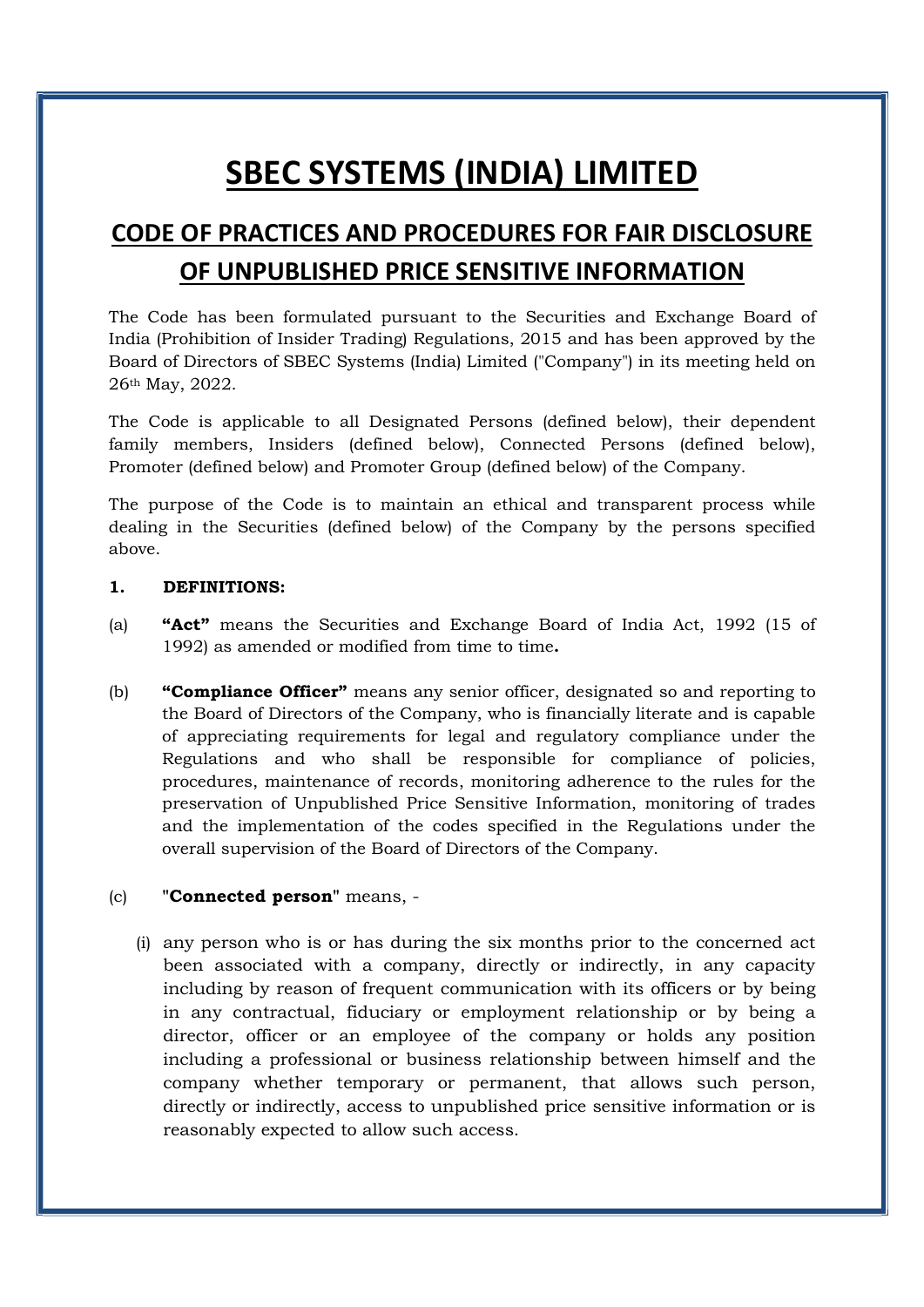# SBEC SYSTEMS (INDIA) LIMITED

## CODE OF PRACTICES AND PROCEDURES FOR FAIR DISCLOSURE OF UNPUBLISHED PRICE SENSITIVE INFORMATION

The Code has been formulated pursuant to the Securities and Exchange Board of India (Prohibition of Insider Trading) Regulations, 2015 and has been approved by the Board of Directors of SBEC Systems (India) Limited ("Company") in its meeting held on 26th May, 2022.

The Code is applicable to all Designated Persons (defined below), their dependent family members, Insiders (defined below), Connected Persons (defined below), Promoter (defined below) and Promoter Group (defined below) of the Company.

The purpose of the Code is to maintain an ethical and transparent process while dealing in the Securities (defined below) of the Company by the persons specified above.

**1. DEFINITIONS:**

(a) **"Act"** means the Securities and Exchange Board of India Act, 1992 (15 of 1992) as amended or modified from time to time**.**

(b) **"Compliance Officer"** means any senior officer, designated so and reporting to the Board of Directors of the Company, who is financially literate and is capable of appreciating requirements for legal and regulatory compliance under the Regulations and who shall be responsible for compliance of policies, procedures, maintenance of records, monitoring adherence to the rules for the preservation of Unpublished Price Sensitive Information, monitoring of trades and the implementation of the codes specified in the Regulations under the overall supervision of the Board of Directors of the Company.

(c) "**Connected person**" means, -

(i) any person who is or has during the six months prior to the concerned act been associated with a company, directly or indirectly, in any capacity including by reason of frequent communication with its officers or by being in any contractual, fiduciary or employment relationship or by being a director, officer or an employee of the company or holds any position including a professional or business relationship between himself and the company whether temporary or permanent, that allows such person, directly or indirectly, access to unpublished price sensitive information or is reasonably expected to allow such access.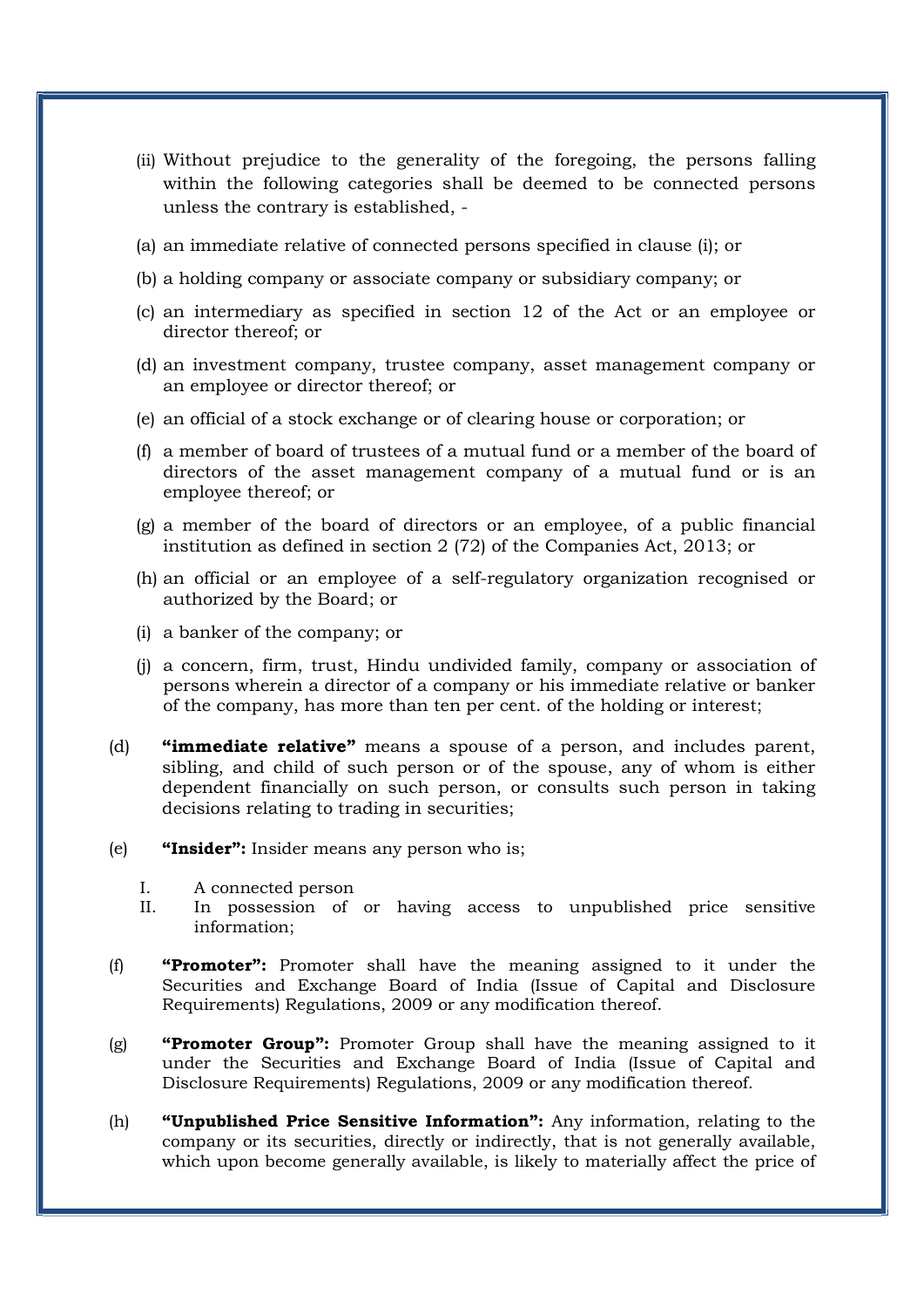(ii) Without prejudice to the generality of the foregoing, the persons falling within the following categories shall be deemed to be connected persons unless the contrary is established, -

(a) an immediate relative of connected persons specified in clause (i); or

(b) a holding company or associate company or subsidiary company; or

(c) an intermediary as specified in section 12 of the Act or an employee or director thereof; or

(d) an investment company, trustee company, asset management company or an employee or director thereof; or

(e) an official of a stock exchange or of clearing house or corporation; or

(f) a member of board of trustees of a mutual fund or a member of the board of directors of the asset management company of a mutual fund or is an employee thereof; or

(g) a member of the board of directors or an employee, of a public financial institution as defined in section 2 (72) of the Companies Act, 2013; or

(h) an official or an employee of a self-regulatory organization recognised or authorized by the Board; or

(i) a banker of the company; or

(j) a concern, firm, trust, Hindu undivided family, company or association of persons wherein a director of a company or his immediate relative or banker of the company, has more than ten per cent. of the holding or interest;

(d) **"immediate relative"** means a spouse of a person, and includes parent, sibling, and child of such person or of the spouse, any of whom is either dependent financially on such person, or consults such person in taking decisions relating to trading in securities;

(e) **"Insider":** Insider means any person who is;

I. A connected person
II. In possession of or having access to unpublished price sensitive information;

(f) **"Promoter":** Promoter shall have the meaning assigned to it under the Securities and Exchange Board of India (Issue of Capital and Disclosure Requirements) Regulations, 2009 or any modification thereof.

(g) **"Promoter Group":** Promoter Group shall have the meaning assigned to it under the Securities and Exchange Board of India (Issue of Capital and Disclosure Requirements) Regulations, 2009 or any modification thereof.

(h) **"Unpublished Price Sensitive Information":** Any information, relating to the company or its securities, directly or indirectly, that is not generally available, which upon become generally available, is likely to materially affect the price of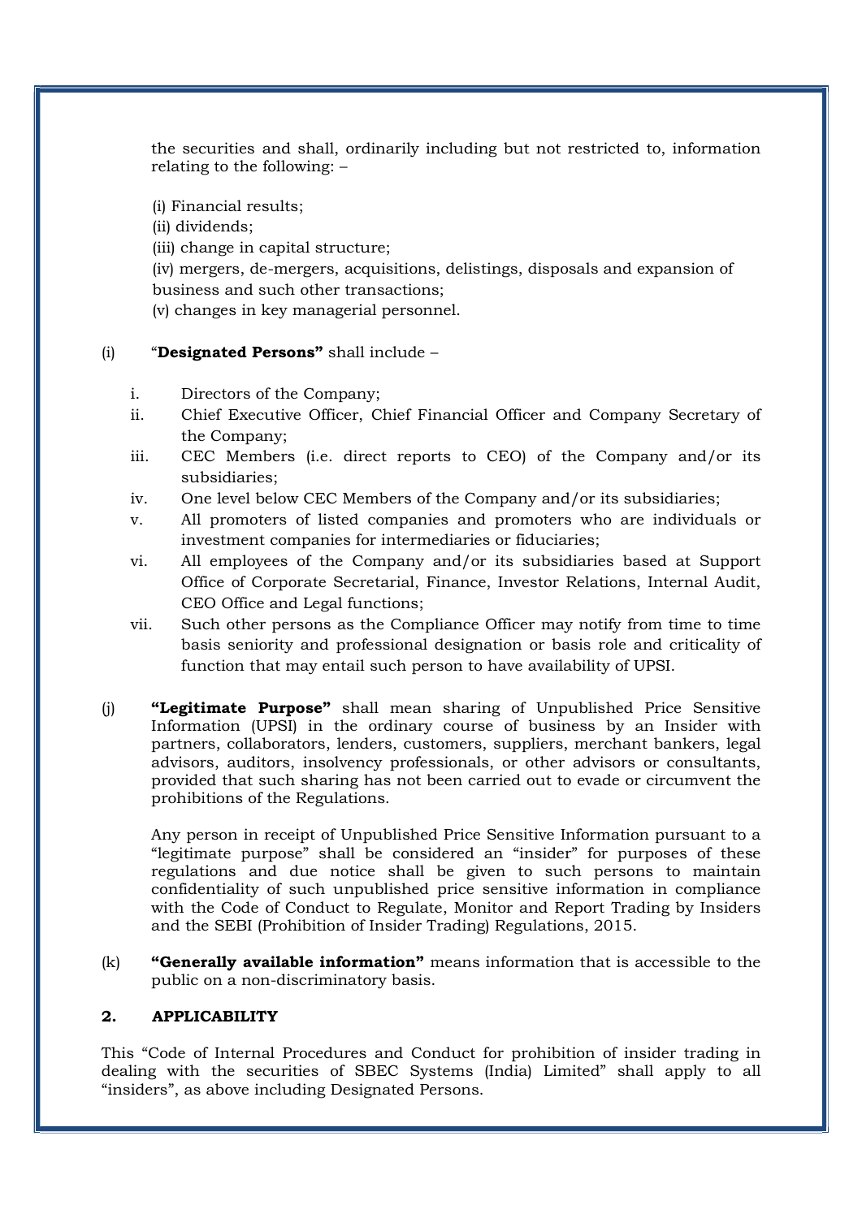the securities and shall, ordinarily including but not restricted to, information relating to the following: –

(i) Financial results;
(ii) dividends;
(iii) change in capital structure;
(iv) mergers, de-mergers, acquisitions, delistings, disposals and expansion of business and such other transactions;
(v) changes in key managerial personnel.

(i) "**Designated Persons"** shall include –

i. Directors of the Company;
ii. Chief Executive Officer, Chief Financial Officer and Company Secretary of the Company;
iii. CEC Members (i.e. direct reports to CEO) of the Company and/or its subsidiaries;
iv. One level below CEC Members of the Company and/or its subsidiaries;
v. All promoters of listed companies and promoters who are individuals or investment companies for intermediaries or fiduciaries;
vi. All employees of the Company and/or its subsidiaries based at Support Office of Corporate Secretarial, Finance, Investor Relations, Internal Audit, CEO Office and Legal functions;
vii. Such other persons as the Compliance Officer may notify from time to time basis seniority and professional designation or basis role and criticality of function that may entail such person to have availability of UPSI.

(j) **"Legitimate Purpose"** shall mean sharing of Unpublished Price Sensitive Information (UPSI) in the ordinary course of business by an Insider with partners, collaborators, lenders, customers, suppliers, merchant bankers, legal advisors, auditors, insolvency professionals, or other advisors or consultants, provided that such sharing has not been carried out to evade or circumvent the prohibitions of the Regulations.

Any person in receipt of Unpublished Price Sensitive Information pursuant to a "legitimate purpose" shall be considered an "insider" for purposes of these regulations and due notice shall be given to such persons to maintain confidentiality of such unpublished price sensitive information in compliance with the Code of Conduct to Regulate, Monitor and Report Trading by Insiders and the SEBI (Prohibition of Insider Trading) Regulations, 2015.

(k) **"Generally available information"** means information that is accessible to the public on a non-discriminatory basis.

## 2. APPLICABILITY

This "Code of Internal Procedures and Conduct for prohibition of insider trading in dealing with the securities of SBEC Systems (India) Limited" shall apply to all "insiders", as above including Designated Persons.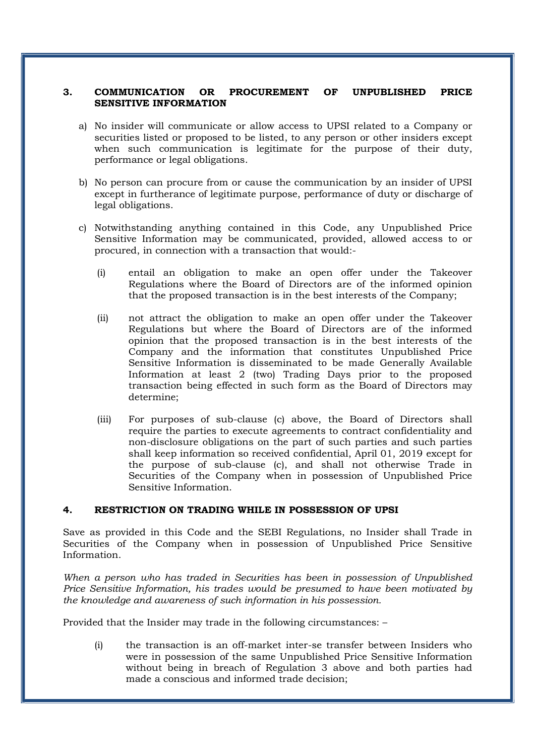## 3. COMMUNICATION OR PROCUREMENT OF UNPUBLISHED PRICE SENSITIVE INFORMATION

a) No insider will communicate or allow access to UPSI related to a Company or securities listed or proposed to be listed, to any person or other insiders except when such communication is legitimate for the purpose of their duty, performance or legal obligations.

b) No person can procure from or cause the communication by an insider of UPSI except in furtherance of legitimate purpose, performance of duty or discharge of legal obligations.

c) Notwithstanding anything contained in this Code, any Unpublished Price Sensitive Information may be communicated, provided, allowed access to or procured, in connection with a transaction that would:-

   (i) entail an obligation to make an open offer under the Takeover Regulations where the Board of Directors are of the informed opinion that the proposed transaction is in the best interests of the Company;

   (ii) not attract the obligation to make an open offer under the Takeover Regulations but where the Board of Directors are of the informed opinion that the proposed transaction is in the best interests of the Company and the information that constitutes Unpublished Price Sensitive Information is disseminated to be made Generally Available Information at least 2 (two) Trading Days prior to the proposed transaction being effected in such form as the Board of Directors may determine;

   (iii) For purposes of sub-clause (c) above, the Board of Directors shall require the parties to execute agreements to contract confidentiality and non-disclosure obligations on the part of such parties and such parties shall keep information so received confidential, April 01, 2019 except for the purpose of sub-clause (c), and shall not otherwise Trade in Securities of the Company when in possession of Unpublished Price Sensitive Information.

## 4. RESTRICTION ON TRADING WHILE IN POSSESSION OF UPSI

Save as provided in this Code and the SEBI Regulations, no Insider shall Trade in Securities of the Company when in possession of Unpublished Price Sensitive Information.

*When a person who has traded in Securities has been in possession of Unpublished Price Sensitive Information, his trades would be presumed to have been motivated by the knowledge and awareness of such information in his possession.*

Provided that the Insider may trade in the following circumstances: –

(i) the transaction is an off-market inter-se transfer between Insiders who were in possession of the same Unpublished Price Sensitive Information without being in breach of Regulation 3 above and both parties had made a conscious and informed trade decision;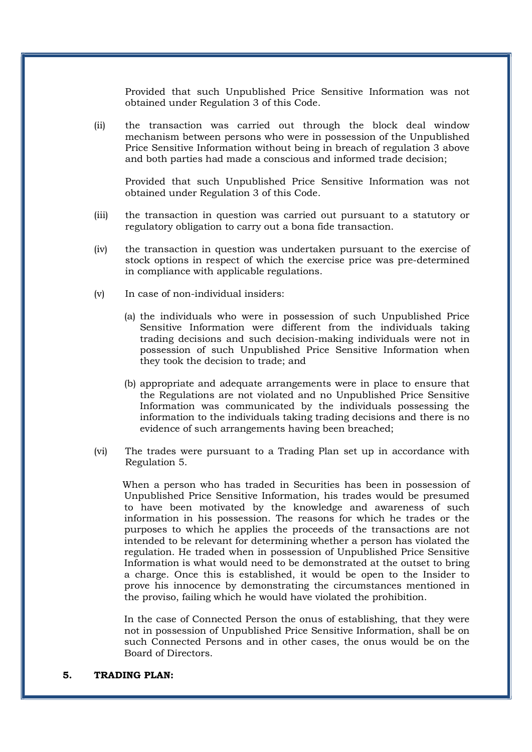Provided that such Unpublished Price Sensitive Information was not obtained under Regulation 3 of this Code.

(ii) the transaction was carried out through the block deal window mechanism between persons who were in possession of the Unpublished Price Sensitive Information without being in breach of regulation 3 above and both parties had made a conscious and informed trade decision;

Provided that such Unpublished Price Sensitive Information was not obtained under Regulation 3 of this Code.

(iii) the transaction in question was carried out pursuant to a statutory or regulatory obligation to carry out a bona fide transaction.

(iv) the transaction in question was undertaken pursuant to the exercise of stock options in respect of which the exercise price was pre-determined in compliance with applicable regulations.

(v) In case of non-individual insiders:

(a) the individuals who were in possession of such Unpublished Price Sensitive Information were different from the individuals taking trading decisions and such decision-making individuals were not in possession of such Unpublished Price Sensitive Information when they took the decision to trade; and

(b) appropriate and adequate arrangements were in place to ensure that the Regulations are not violated and no Unpublished Price Sensitive Information was communicated by the individuals possessing the information to the individuals taking trading decisions and there is no evidence of such arrangements having been breached;

(vi) The trades were pursuant to a Trading Plan set up in accordance with Regulation 5.

When a person who has traded in Securities has been in possession of Unpublished Price Sensitive Information, his trades would be presumed to have been motivated by the knowledge and awareness of such information in his possession. The reasons for which he trades or the purposes to which he applies the proceeds of the transactions are not intended to be relevant for determining whether a person has violated the regulation. He traded when in possession of Unpublished Price Sensitive Information is what would need to be demonstrated at the outset to bring a charge. Once this is established, it would be open to the Insider to prove his innocence by demonstrating the circumstances mentioned in the proviso, failing which he would have violated the prohibition.

In the case of Connected Person the onus of establishing, that they were not in possession of Unpublished Price Sensitive Information, shall be on such Connected Persons and in other cases, the onus would be on the Board of Directors.

**5. TRADING PLAN:**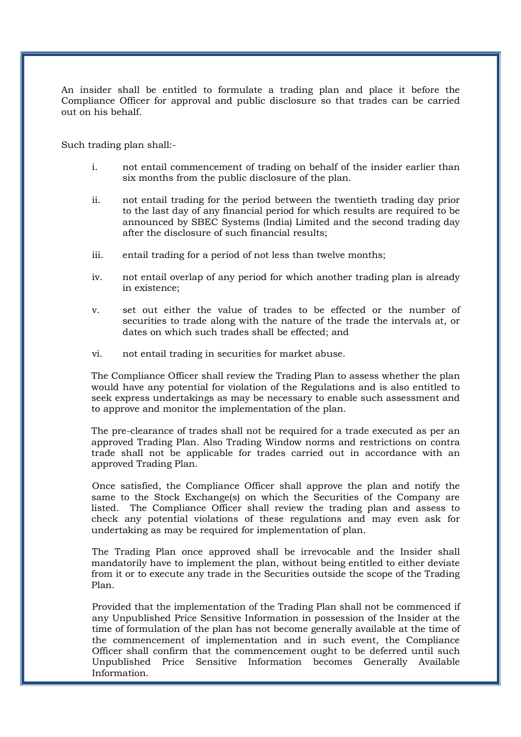An insider shall be entitled to formulate a trading plan and place it before the Compliance Officer for approval and public disclosure so that trades can be carried out on his behalf.

Such trading plan shall:-

i. not entail commencement of trading on behalf of the insider earlier than six months from the public disclosure of the plan.

ii. not entail trading for the period between the twentieth trading day prior to the last day of any financial period for which results are required to be announced by SBEC Systems (India) Limited and the second trading day after the disclosure of such financial results;

iii. entail trading for a period of not less than twelve months;

iv. not entail overlap of any period for which another trading plan is already in existence;

v. set out either the value of trades to be effected or the number of securities to trade along with the nature of the trade the intervals at, or dates on which such trades shall be effected; and

vi. not entail trading in securities for market abuse.

The Compliance Officer shall review the Trading Plan to assess whether the plan would have any potential for violation of the Regulations and is also entitled to seek express undertakings as may be necessary to enable such assessment and to approve and monitor the implementation of the plan.

The pre-clearance of trades shall not be required for a trade executed as per an approved Trading Plan. Also Trading Window norms and restrictions on contra trade shall not be applicable for trades carried out in accordance with an approved Trading Plan.

Once satisfied, the Compliance Officer shall approve the plan and notify the same to the Stock Exchange(s) on which the Securities of the Company are listed. The Compliance Officer shall review the trading plan and assess to check any potential violations of these regulations and may even ask for undertaking as may be required for implementation of plan.

The Trading Plan once approved shall be irrevocable and the Insider shall mandatorily have to implement the plan, without being entitled to either deviate from it or to execute any trade in the Securities outside the scope of the Trading Plan.

Provided that the implementation of the Trading Plan shall not be commenced if any Unpublished Price Sensitive Information in possession of the Insider at the time of formulation of the plan has not become generally available at the time of the commencement of implementation and in such event, the Compliance Officer shall confirm that the commencement ought to be deferred until such Unpublished Price Sensitive Information becomes Generally Available Information.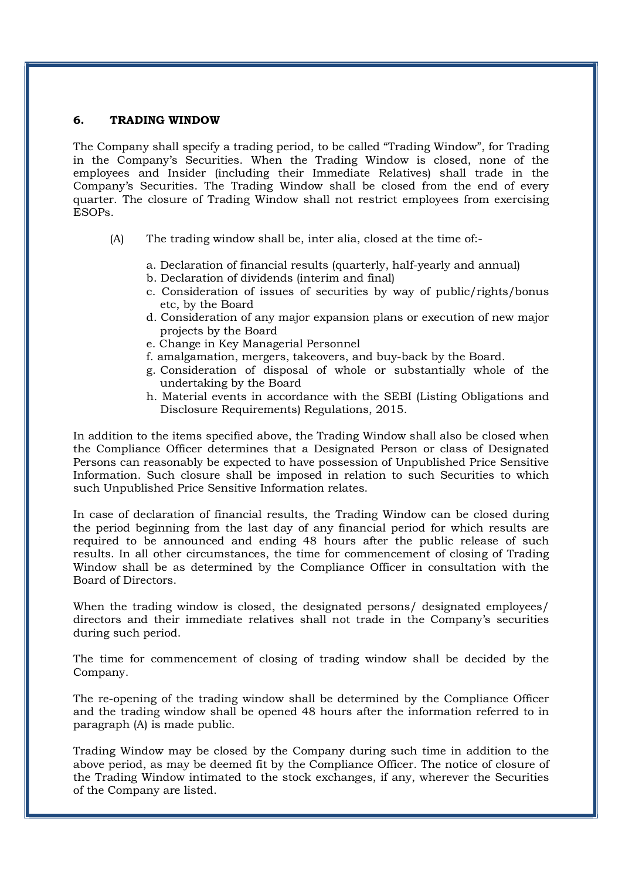## 6. TRADING WINDOW

The Company shall specify a trading period, to be called "Trading Window", for Trading in the Company's Securities. When the Trading Window is closed, none of the employees and Insider (including their Immediate Relatives) shall trade in the Company's Securities. The Trading Window shall be closed from the end of every quarter. The closure of Trading Window shall not restrict employees from exercising ESOPs.

(A) The trading window shall be, inter alia, closed at the time of:-

a. Declaration of financial results (quarterly, half-yearly and annual)
b. Declaration of dividends (interim and final)
c. Consideration of issues of securities by way of public/rights/bonus etc, by the Board
d. Consideration of any major expansion plans or execution of new major projects by the Board
e. Change in Key Managerial Personnel
f. amalgamation, mergers, takeovers, and buy-back by the Board.
g. Consideration of disposal of whole or substantially whole of the undertaking by the Board
h. Material events in accordance with the SEBI (Listing Obligations and Disclosure Requirements) Regulations, 2015.

In addition to the items specified above, the Trading Window shall also be closed when the Compliance Officer determines that a Designated Person or class of Designated Persons can reasonably be expected to have possession of Unpublished Price Sensitive Information. Such closure shall be imposed in relation to such Securities to which such Unpublished Price Sensitive Information relates.

In case of declaration of financial results, the Trading Window can be closed during the period beginning from the last day of any financial period for which results are required to be announced and ending 48 hours after the public release of such results. In all other circumstances, the time for commencement of closing of Trading Window shall be as determined by the Compliance Officer in consultation with the Board of Directors.

When the trading window is closed, the designated persons/ designated employees/ directors and their immediate relatives shall not trade in the Company's securities during such period.

The time for commencement of closing of trading window shall be decided by the Company.

The re-opening of the trading window shall be determined by the Compliance Officer and the trading window shall be opened 48 hours after the information referred to in paragraph (A) is made public.

Trading Window may be closed by the Company during such time in addition to the above period, as may be deemed fit by the Compliance Officer. The notice of closure of the Trading Window intimated to the stock exchanges, if any, wherever the Securities of the Company are listed.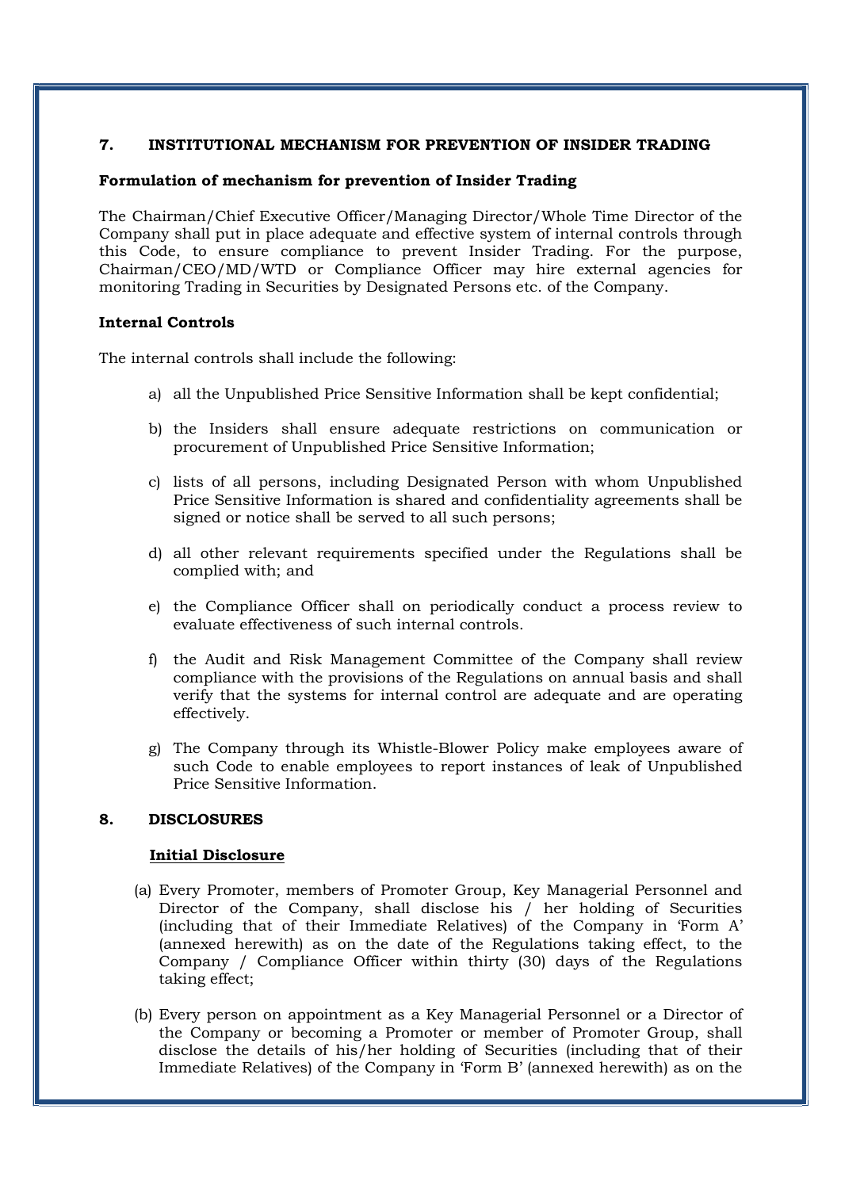## 7. INSTITUTIONAL MECHANISM FOR PREVENTION OF INSIDER TRADING

**Formulation of mechanism for prevention of Insider Trading**

The Chairman/Chief Executive Officer/Managing Director/Whole Time Director of the Company shall put in place adequate and effective system of internal controls through this Code, to ensure compliance to prevent Insider Trading. For the purpose, Chairman/CEO/MD/WTD or Compliance Officer may hire external agencies for monitoring Trading in Securities by Designated Persons etc. of the Company.

**Internal Controls**

The internal controls shall include the following:

a) all the Unpublished Price Sensitive Information shall be kept confidential;

b) the Insiders shall ensure adequate restrictions on communication or procurement of Unpublished Price Sensitive Information;

c) lists of all persons, including Designated Person with whom Unpublished Price Sensitive Information is shared and confidentiality agreements shall be signed or notice shall be served to all such persons;

d) all other relevant requirements specified under the Regulations shall be complied with; and

e) the Compliance Officer shall on periodically conduct a process review to evaluate effectiveness of such internal controls.

f) the Audit and Risk Management Committee of the Company shall review compliance with the provisions of the Regulations on annual basis and shall verify that the systems for internal control are adequate and are operating effectively.

g) The Company through its Whistle-Blower Policy make employees aware of such Code to enable employees to report instances of leak of Unpublished Price Sensitive Information.

## 8. DISCLOSURES

**Initial Disclosure**

(a) Every Promoter, members of Promoter Group, Key Managerial Personnel and Director of the Company, shall disclose his / her holding of Securities (including that of their Immediate Relatives) of the Company in 'Form A' (annexed herewith) as on the date of the Regulations taking effect, to the Company / Compliance Officer within thirty (30) days of the Regulations taking effect;

(b) Every person on appointment as a Key Managerial Personnel or a Director of the Company or becoming a Promoter or member of Promoter Group, shall disclose the details of his/her holding of Securities (including that of their Immediate Relatives) of the Company in 'Form B' (annexed herewith) as on the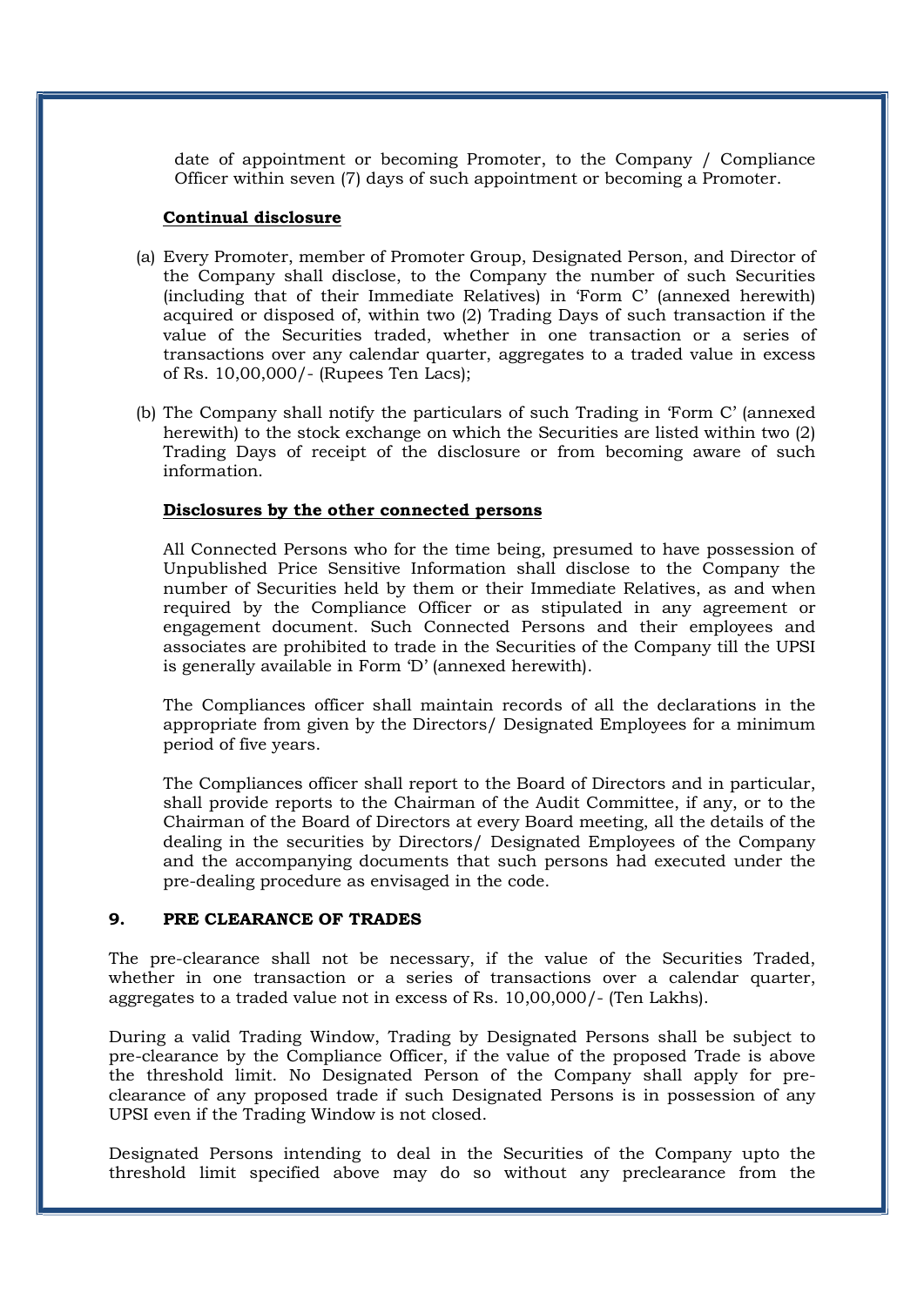date of appointment or becoming Promoter, to the Company / Compliance Officer within seven (7) days of such appointment or becoming a Promoter.

**Continual disclosure**

(a) Every Promoter, member of Promoter Group, Designated Person, and Director of the Company shall disclose, to the Company the number of such Securities (including that of their Immediate Relatives) in 'Form C' (annexed herewith) acquired or disposed of, within two (2) Trading Days of such transaction if the value of the Securities traded, whether in one transaction or a series of transactions over any calendar quarter, aggregates to a traded value in excess of Rs. 10,00,000/- (Rupees Ten Lacs);

(b) The Company shall notify the particulars of such Trading in 'Form C' (annexed herewith) to the stock exchange on which the Securities are listed within two (2) Trading Days of receipt of the disclosure or from becoming aware of such information.

**Disclosures by the other connected persons**

All Connected Persons who for the time being, presumed to have possession of Unpublished Price Sensitive Information shall disclose to the Company the number of Securities held by them or their Immediate Relatives, as and when required by the Compliance Officer or as stipulated in any agreement or engagement document. Such Connected Persons and their employees and associates are prohibited to trade in the Securities of the Company till the UPSI is generally available in Form 'D' (annexed herewith).

The Compliances officer shall maintain records of all the declarations in the appropriate from given by the Directors/ Designated Employees for a minimum period of five years.

The Compliances officer shall report to the Board of Directors and in particular, shall provide reports to the Chairman of the Audit Committee, if any, or to the Chairman of the Board of Directors at every Board meeting, all the details of the dealing in the securities by Directors/ Designated Employees of the Company and the accompanying documents that such persons had executed under the pre-dealing procedure as envisaged in the code.

## 9. PRE CLEARANCE OF TRADES

The pre-clearance shall not be necessary, if the value of the Securities Traded, whether in one transaction or a series of transactions over a calendar quarter, aggregates to a traded value not in excess of Rs. 10,00,000/- (Ten Lakhs).

During a valid Trading Window, Trading by Designated Persons shall be subject to pre-clearance by the Compliance Officer, if the value of the proposed Trade is above the threshold limit. No Designated Person of the Company shall apply for pre-clearance of any proposed trade if such Designated Persons is in possession of any UPSI even if the Trading Window is not closed.

Designated Persons intending to deal in the Securities of the Company upto the threshold limit specified above may do so without any preclearance from the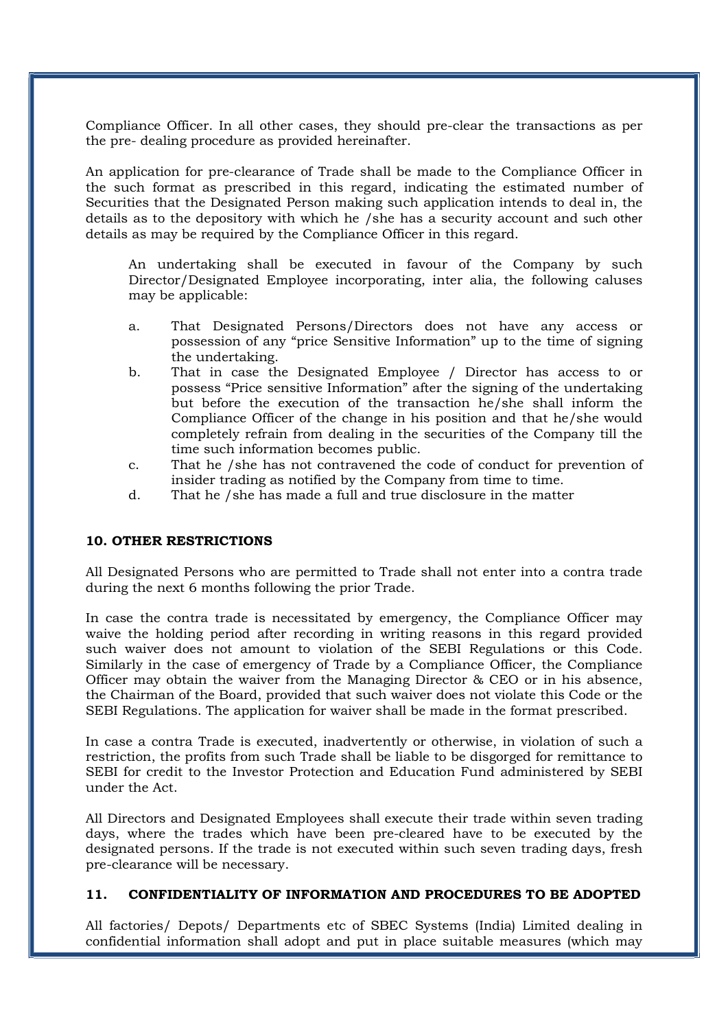Compliance Officer. In all other cases, they should pre-clear the transactions as per the pre- dealing procedure as provided hereinafter.

An application for pre-clearance of Trade shall be made to the Compliance Officer in the such format as prescribed in this regard, indicating the estimated number of Securities that the Designated Person making such application intends to deal in, the details as to the depository with which he /she has a security account and such other details as may be required by the Compliance Officer in this regard.

An undertaking shall be executed in favour of the Company by such Director/Designated Employee incorporating, inter alia, the following caluses may be applicable:

a. That Designated Persons/Directors does not have any access or possession of any "price Sensitive Information" up to the time of signing the undertaking.
b. That in case the Designated Employee / Director has access to or possess "Price sensitive Information" after the signing of the undertaking but before the execution of the transaction he/she shall inform the Compliance Officer of the change in his position and that he/she would completely refrain from dealing in the securities of the Company till the time such information becomes public.
c. That he /she has not contravened the code of conduct for prevention of insider trading as notified by the Company from time to time.
d. That he /she has made a full and true disclosure in the matter

**10. OTHER RESTRICTIONS**

All Designated Persons who are permitted to Trade shall not enter into a contra trade during the next 6 months following the prior Trade.

In case the contra trade is necessitated by emergency, the Compliance Officer may waive the holding period after recording in writing reasons in this regard provided such waiver does not amount to violation of the SEBI Regulations or this Code. Similarly in the case of emergency of Trade by a Compliance Officer, the Compliance Officer may obtain the waiver from the Managing Director & CEO or in his absence, the Chairman of the Board, provided that such waiver does not violate this Code or the SEBI Regulations. The application for waiver shall be made in the format prescribed.

In case a contra Trade is executed, inadvertently or otherwise, in violation of such a restriction, the profits from such Trade shall be liable to be disgorged for remittance to SEBI for credit to the Investor Protection and Education Fund administered by SEBI under the Act.

All Directors and Designated Employees shall execute their trade within seven trading days, where the trades which have been pre-cleared have to be executed by the designated persons. If the trade is not executed within such seven trading days, fresh pre-clearance will be necessary.

**11. CONFIDENTIALITY OF INFORMATION AND PROCEDURES TO BE ADOPTED**

All factories/ Depots/ Departments etc of SBEC Systems (India) Limited dealing in confidential information shall adopt and put in place suitable measures (which may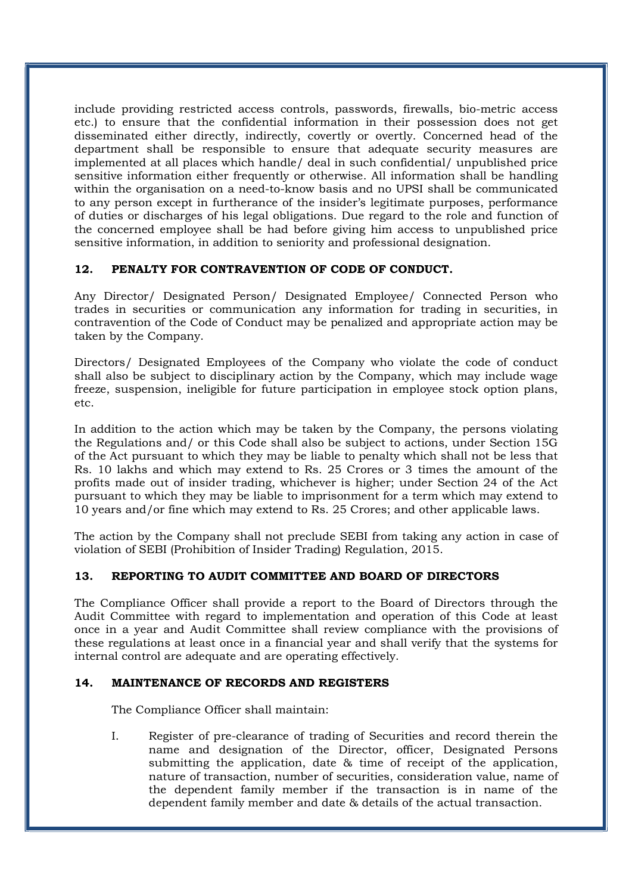include providing restricted access controls, passwords, firewalls, bio-metric access etc.) to ensure that the confidential information in their possession does not get disseminated either directly, indirectly, covertly or overtly. Concerned head of the department shall be responsible to ensure that adequate security measures are implemented at all places which handle/ deal in such confidential/ unpublished price sensitive information either frequently or otherwise. All information shall be handling within the organisation on a need-to-know basis and no UPSI shall be communicated to any person except in furtherance of the insider's legitimate purposes, performance of duties or discharges of his legal obligations. Due regard to the role and function of the concerned employee shall be had before giving him access to unpublished price sensitive information, in addition to seniority and professional designation.

## 12. PENALTY FOR CONTRAVENTION OF CODE OF CONDUCT.

Any Director/ Designated Person/ Designated Employee/ Connected Person who trades in securities or communication any information for trading in securities, in contravention of the Code of Conduct may be penalized and appropriate action may be taken by the Company.

Directors/ Designated Employees of the Company who violate the code of conduct shall also be subject to disciplinary action by the Company, which may include wage freeze, suspension, ineligible for future participation in employee stock option plans, etc.

In addition to the action which may be taken by the Company, the persons violating the Regulations and/ or this Code shall also be subject to actions, under Section 15G of the Act pursuant to which they may be liable to penalty which shall not be less that Rs. 10 lakhs and which may extend to Rs. 25 Crores or 3 times the amount of the profits made out of insider trading, whichever is higher; under Section 24 of the Act pursuant to which they may be liable to imprisonment for a term which may extend to 10 years and/or fine which may extend to Rs. 25 Crores; and other applicable laws.

The action by the Company shall not preclude SEBI from taking any action in case of violation of SEBI (Prohibition of Insider Trading) Regulation, 2015.

## 13. REPORTING TO AUDIT COMMITTEE AND BOARD OF DIRECTORS

The Compliance Officer shall provide a report to the Board of Directors through the Audit Committee with regard to implementation and operation of this Code at least once in a year and Audit Committee shall review compliance with the provisions of these regulations at least once in a financial year and shall verify that the systems for internal control are adequate and are operating effectively.

## 14. MAINTENANCE OF RECORDS AND REGISTERS

The Compliance Officer shall maintain:

I. Register of pre-clearance of trading of Securities and record therein the name and designation of the Director, officer, Designated Persons submitting the application, date & time of receipt of the application, nature of transaction, number of securities, consideration value, name of the dependent family member if the transaction is in name of the dependent family member and date & details of the actual transaction.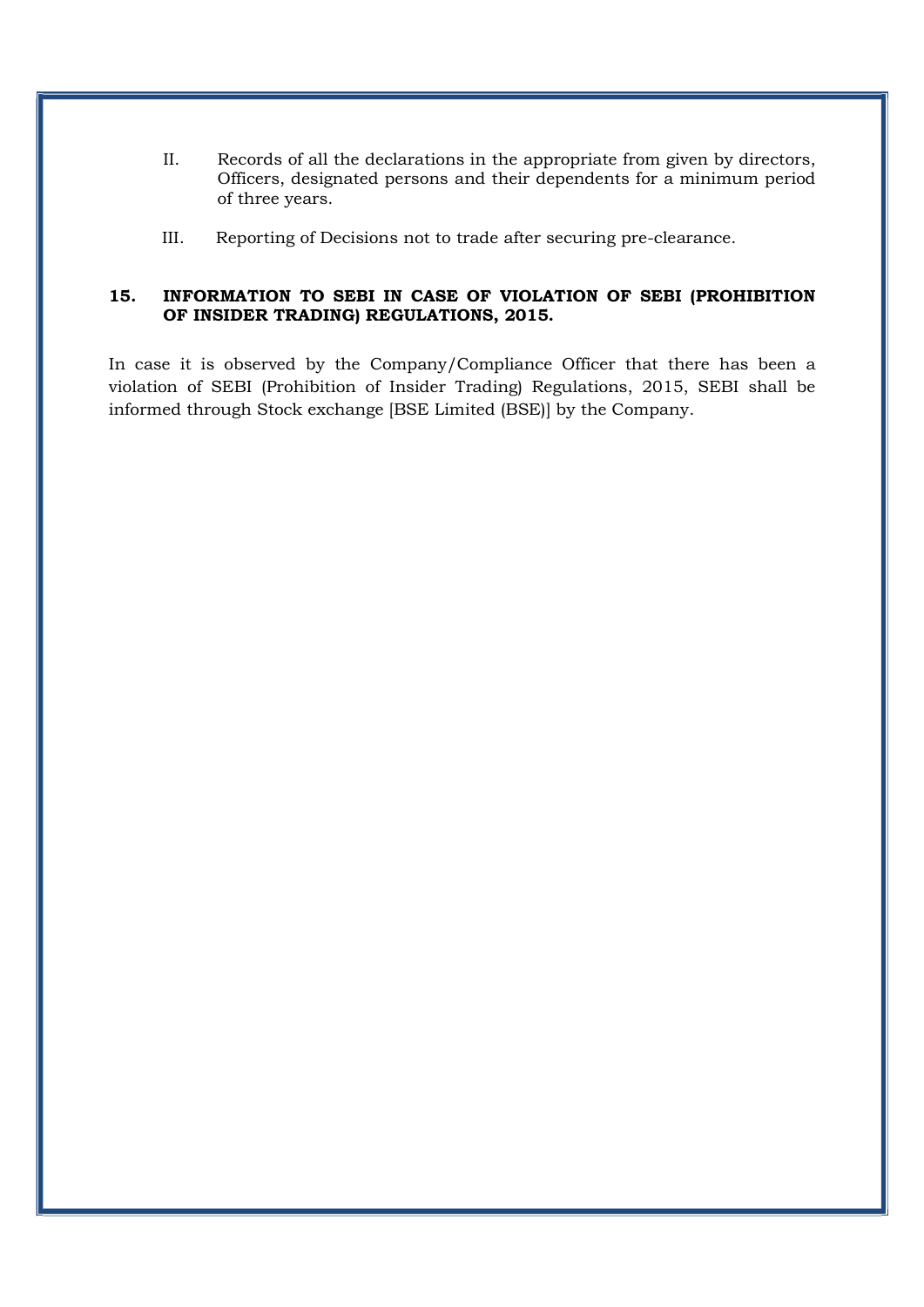II. Records of all the declarations in the appropriate from given by directors, Officers, designated persons and their dependents for a minimum period of three years.

III. Reporting of Decisions not to trade after securing pre-clearance.

## 15. INFORMATION TO SEBI IN CASE OF VIOLATION OF SEBI (PROHIBITION OF INSIDER TRADING) REGULATIONS, 2015.

In case it is observed by the Company/Compliance Officer that there has been a violation of SEBI (Prohibition of Insider Trading) Regulations, 2015, SEBI shall be informed through Stock exchange [BSE Limited (BSE)] by the Company.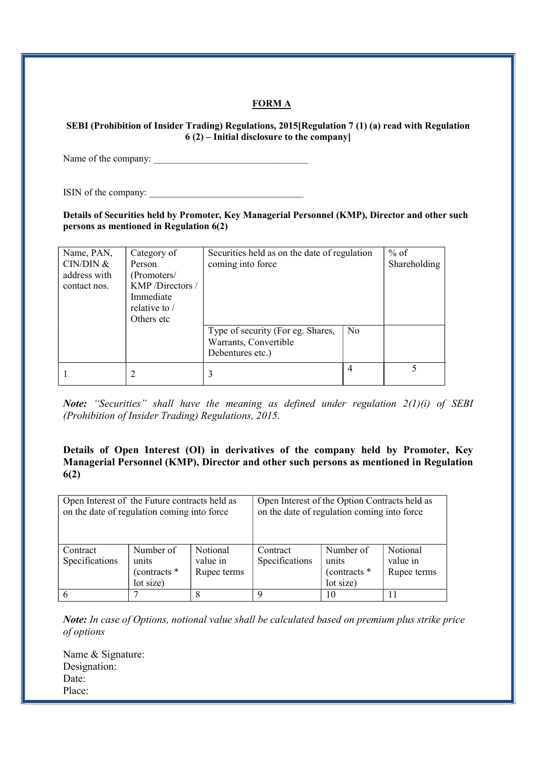## FORM A

**SEBI (Prohibition of Insider Trading) Regulations, 2015[Regulation 7 (1) (a) read with Regulation 6 (2) – Initial disclosure to the company]**

Name of the company: ________________________________

ISIN of the company: ________________________________

**Details of Securities held by Promoter, Key Managerial Personnel (KMP), Director and other such persons as mentioned in Regulation 6(2)**

| Name, PAN, CIN/DIN & address with contact nos. | Category of Person (Promoters/ KMP /Directors / Immediate relative to / Others etc | Securities held as on the date of regulation coming into force | | % of Shareholding |
|---|---|---|---|---|
| | | Type of security (For eg. Shares, Warrants, Convertible Debentures etc.) | No | |
| 1 | 2 | 3 | 4 | 5 |

***Note:*** *"Securities" shall have the meaning as defined under regulation 2(1)(i) of SEBI (Prohibition of Insider Trading) Regulations, 2015.*

**Details of Open Interest (OI) in derivatives of the company held by Promoter, Key Managerial Personnel (KMP), Director and other such persons as mentioned in Regulation 6(2)**

| Open Interest of the Future contracts held as on the date of regulation coming into force | | | Open Interest of the Option Contracts held as on the date of regulation coming into force | | |
|---|---|---|---|---|---|
| Contract Specifications | Number of units (contracts * lot size) | Notional value in Rupee terms | Contract Specifications | Number of units (contracts * lot size) | Notional value in Rupee terms |
| 6 | 7 | 8 | 9 | 10 | 11 |

***Note:*** *In case of Options, notional value shall be calculated based on premium plus strike price of options*

Name & Signature:
Designation:
Date:
Place: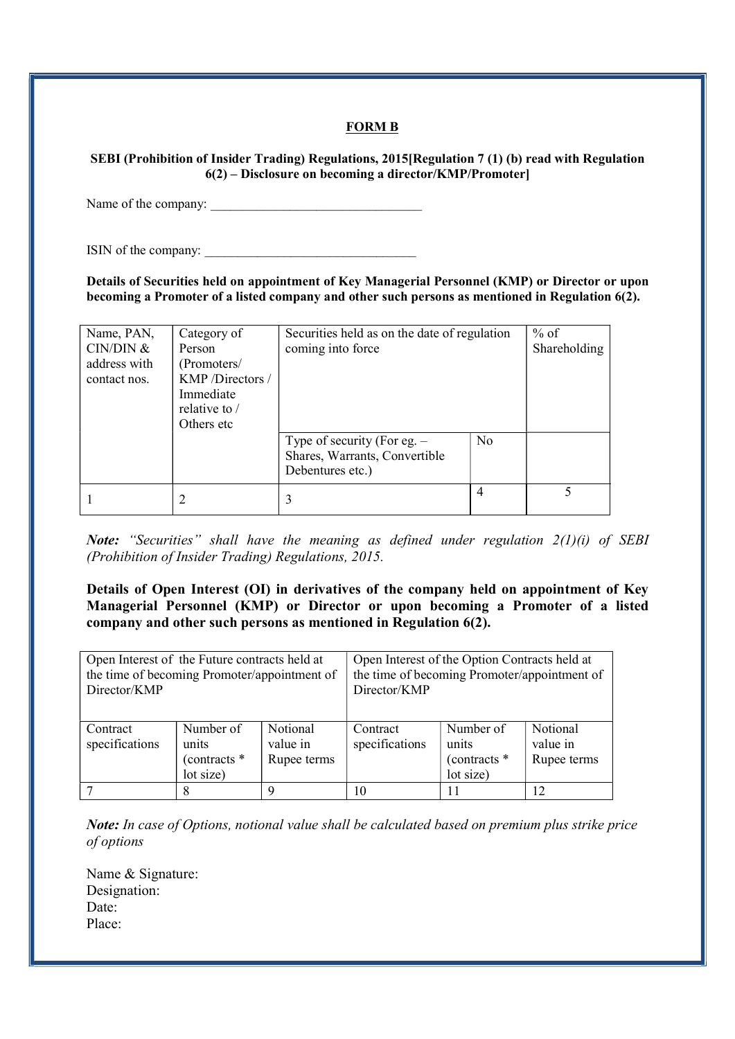**FORM B**

**SEBI (Prohibition of Insider Trading) Regulations, 2015[Regulation 7 (1) (b) read with Regulation 6(2) – Disclosure on becoming a director/KMP/Promoter]**

Name of the company: ________________________________

ISIN of the company: ________________________________

**Details of Securities held on appointment of Key Managerial Personnel (KMP) or Director or upon becoming a Promoter of a listed company and other such persons as mentioned in Regulation 6(2).**

| Name, PAN, CIN/DIN & address with contact nos. | Category of Person (Promoters/ KMP /Directors / Immediate relative to / Others etc | Securities held as on the date of regulation coming into force | | % of Shareholding |
|---|---|---|---|---|
| | | Type of security (For eg. – Shares, Warrants, Convertible Debentures etc.) | No | |
| 1 | 2 | 3 | 4 | 5 |

***Note:** "Securities" shall have the meaning as defined under regulation 2(1)(i) of SEBI (Prohibition of Insider Trading) Regulations, 2015.*

**Details of Open Interest (OI) in derivatives of the company held on appointment of Key Managerial Personnel (KMP) or Director or upon becoming a Promoter of a listed company and other such persons as mentioned in Regulation 6(2).**

| Open Interest of the Future contracts held at the time of becoming Promoter/appointment of Director/KMP | | | Open Interest of the Option Contracts held at the time of becoming Promoter/appointment of Director/KMP | | |
|---|---|---|---|---|---|
| Contract specifications | Number of units (contracts * lot size) | Notional value in Rupee terms | Contract specifications | Number of units (contracts * lot size) | Notional value in Rupee terms |
| 7 | 8 | 9 | 10 | 11 | 12 |

***Note:** In case of Options, notional value shall be calculated based on premium plus strike price of options*

Name & Signature:
Designation:
Date:
Place: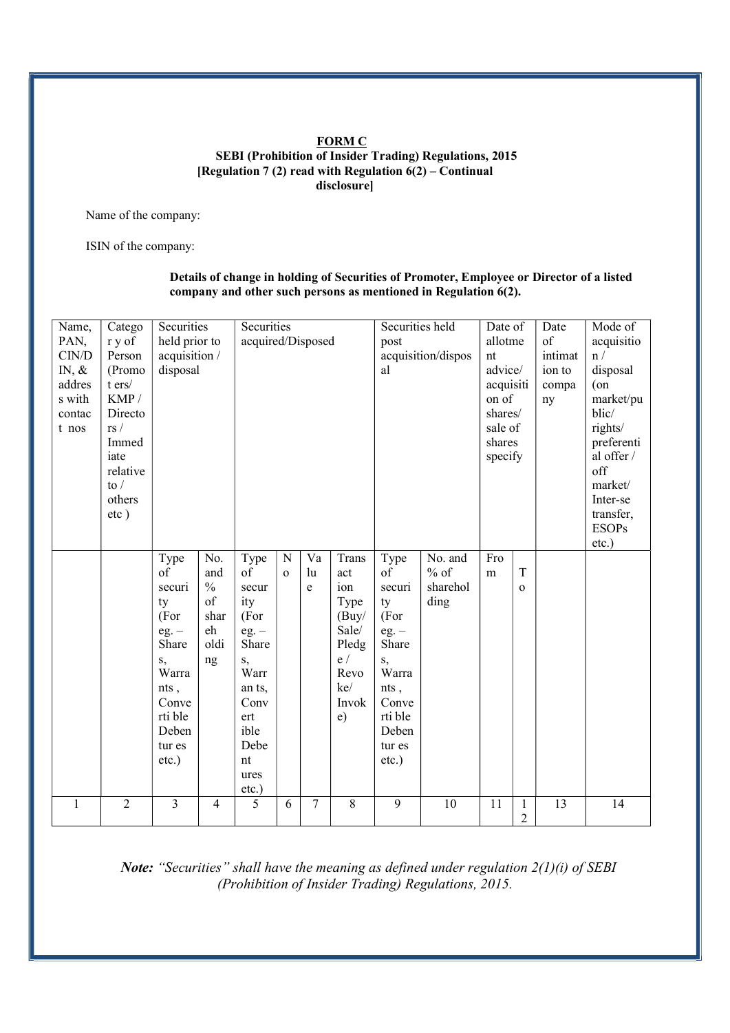**FORM C**

**SEBI (Prohibition of Insider Trading) Regulations, 2015**
**[Regulation 7 (2) read with Regulation 6(2) – Continual disclosure]**

Name of the company:

ISIN of the company:

**Details of change in holding of Securities of Promoter, Employee or Director of a listed company and other such persons as mentioned in Regulation 6(2).**

| Name, PAN, CIN/DIN, & address with contact nos | Category of Person (Promoters/ KMP / Directors / Immediate relative to / others etc ) | Securities held prior to acquisition / disposal | | Securities acquired/Disposed | | | | Securities held post acquisition/disposal | | Date of allotment advice/ acquisition of shares/ sale of shares specify | | Date of intimation to company | Mode of acquisition / disposal (on market/public/ rights/ preferential offer / off market/ Inter-se transfer, ESOPs etc.) |
|---|---|---|---|---|---|---|---|---|---|---|---|---|---|
| | | Type of security (For eg. – Shares, Warrants , Convertible Debentures etc.) | No. and % of shareholding | Type of security (For eg. – Shares, Warrants, Convertible Debentures etc.) | No | Value | Transaction Type (Buy/ Sale/ Pledge / Revoke/ Invoke) | Type of security (For eg. – Shares, Warrants , Convertible Debentures etc.) | No. and % of shareholding | From | To | | |
| 1 | 2 | 3 | 4 | 5 | 6 | 7 | 8 | 9 | 10 | 11 | 12 | 13 | 14 |

***Note:*** *"Securities" shall have the meaning as defined under regulation 2(1)(i) of SEBI (Prohibition of Insider Trading) Regulations, 2015.*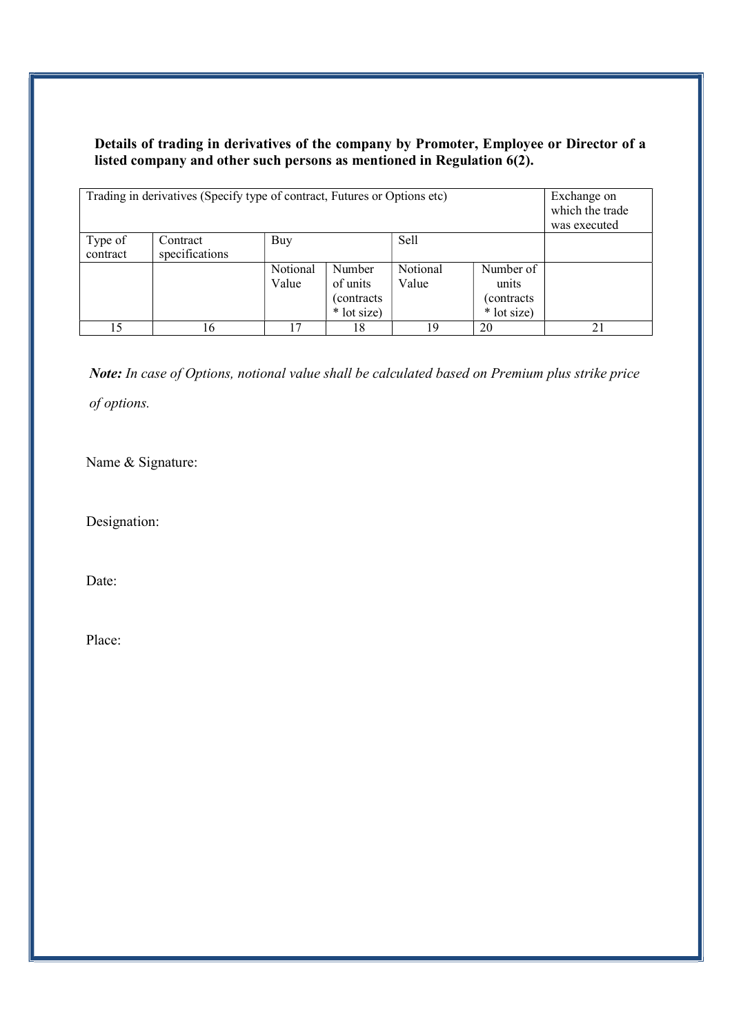**Details of trading in derivatives of the company by Promoter, Employee or Director of a listed company and other such persons as mentioned in Regulation 6(2).**

| Trading in derivatives (Specify type of contract, Futures or Options etc) | | | | | | Exchange on which the trade was executed |
|---|---|---|---|---|---|---|
| Type of contract | Contract specifications | Buy | | Sell | | |
| | | Notional Value | Number of units (contracts * lot size) | Notional Value | Number of units (contracts * lot size) | |
| 15 | 16 | 17 | 18 | 19 | 20 | 21 |

***Note:*** *In case of Options, notional value shall be calculated based on Premium plus strike price of options.*

Name & Signature:

Designation:

Date:

Place: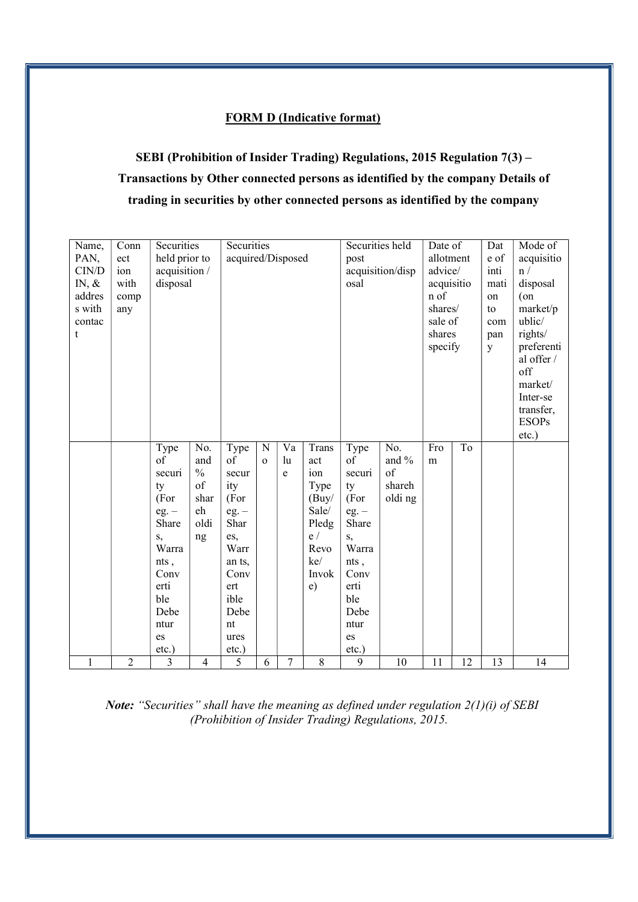**FORM D (Indicative format)**

**SEBI (Prohibition of Insider Trading) Regulations, 2015 Regulation 7(3) – Transactions by Other connected persons as identified by the company Details of trading in securities by other connected persons as identified by the company**

| Name, PAN, CIN/DIN, & address with contact | Connection with company | Securities held prior to acquisition / disposal | | Securities acquired/Disposed | | | | Securities held post acquisition/disposal | | Date of allotment advice/ acquisition of shares/ sale of shares specify | | Date of intimation to company | Mode of acquisition / disposal (on market/public/ rights/ preferential offer / off market/ Inter-se transfer, ESOPs etc.) |
|---|---|---|---|---|---|---|---|---|---|---|---|---|---|
| | | Type of security (For eg. – Shares, Warrants , Convertible Debentures etc.) | No. and % of shareholding | Type of security (For eg. – Shares, Warrants, Convertible Debentures etc.) | No | Value | Transaction Type (Buy/ Sale/ Pledge / Revoke/ Invoke) | Type of security (For eg. – Shares, Warrants , Convertible Debentures etc.) | No. and % of shareholding | From | To | | |
| 1 | 2 | 3 | 4 | 5 | 6 | 7 | 8 | 9 | 10 | 11 | 12 | 13 | 14 |

***Note:*** *"Securities" shall have the meaning as defined under regulation 2(1)(i) of SEBI (Prohibition of Insider Trading) Regulations, 2015.*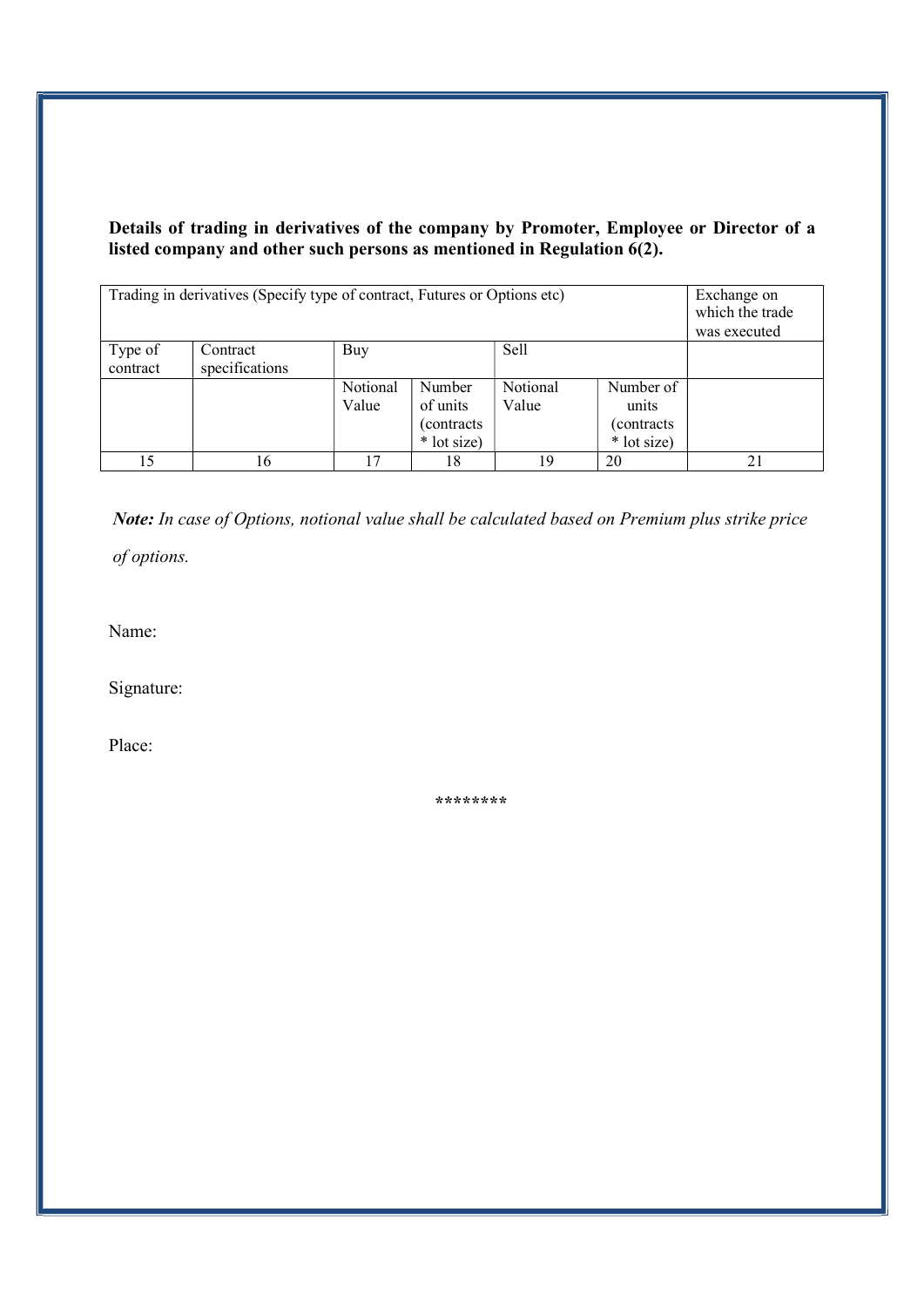**Details of trading in derivatives of the company by Promoter, Employee or Director of a listed company and other such persons as mentioned in Regulation 6(2).**

| Trading in derivatives (Specify type of contract, Futures or Options etc) | | | | | | Exchange on which the trade was executed |
|---|---|---|---|---|---|---|
| Type of contract | Contract specifications | Buy | | Sell | | |
| | | Notional Value | Number of units (contracts * lot size) | Notional Value | Number of units (contracts * lot size) | |
| 15 | 16 | 17 | 18 | 19 | 20 | 21 |

***Note:*** *In case of Options, notional value shall be calculated based on Premium plus strike price of options.*

Name:

Signature:

Place:

********